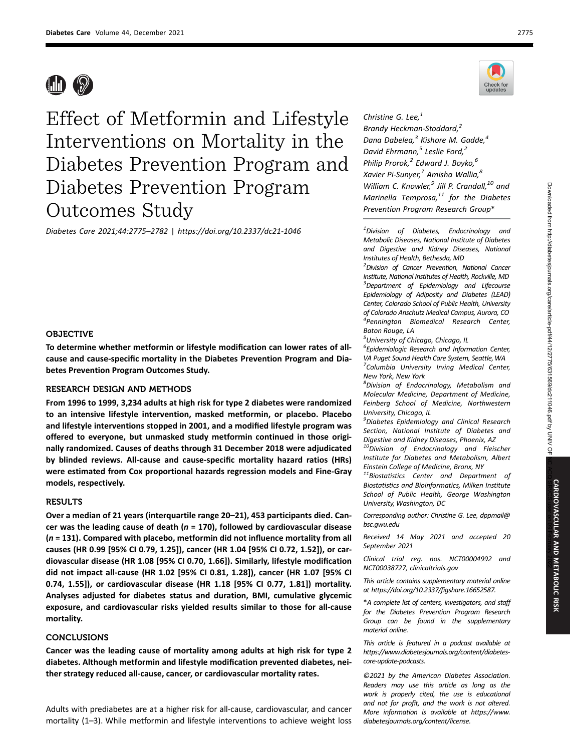# Effect of Metformin and Lifestyle Interventions on Mortality in the Diabetes Prevention Program and Diabetes Prevention Program Outcomes Study

*Diabetes Care 2021;44:2775–2782 | https://doi.org/10.2337/dc21-1046*

*Christine G. Lee,[1] Brandy Heckman-Stoddard,[2] Dana Dabelea,[3] Kishore M. Gadde,[4] David Ehrmann,[5] Leslie Ford,[2] Philip Prorok,[2] Edward J. Boyko,[6] Xavier Pi-Sunyer,[7] Amisha Wallia,[8] William C. Knowler,[9] Jill P. Crandall,[10] and Marinella Temprosa,[11] for the Diabetes Prevention Program Research Group**

## OBJECTIVE

**To determine whether metformin or lifestyle modification can lower rates of all-cause and cause-specific mortality in the Diabetes Prevention Program and Diabetes Prevention Program Outcomes Study.**

## RESEARCH DESIGN AND METHODS

**From 1996 to 1999, 3,234 adults at high risk for type 2 diabetes were randomized to an intensive lifestyle intervention, masked metformin, or placebo. Placebo and lifestyle interventions stopped in 2001, and a modified lifestyle program was offered to everyone, but unmasked study metformin continued in those originally randomized. Causes of deaths through 31 December 2018 were adjudicated by blinded reviews. All-cause and cause-specific mortality hazard ratios (HRs) were estimated from Cox proportional hazards regression models and Fine-Gray models, respectively.**

## RESULTS

**Over a median of 21 years (interquartile range 20–21), 453 participants died. Cancer was the leading cause of death (*n* = 170), followed by cardiovascular disease (*n* = 131). Compared with placebo, metformin did not influence mortality from all causes (HR 0.99 [95% CI 0.79, 1.25]), cancer (HR 1.04 [95% CI 0.72, 1.52]), or cardiovascular disease (HR 1.08 [95% CI 0.70, 1.66]). Similarly, lifestyle modification did not impact all-cause (HR 1.02 [95% CI 0.81, 1.28]), cancer (HR 1.07 [95% CI 0.74, 1.55]), or cardiovascular disease (HR 1.18 [95% CI 0.77, 1.81]) mortality. Analyses adjusted for diabetes status and duration, BMI, cumulative glycemic exposure, and cardiovascular risks yielded results similar to those for all-cause mortality.**

## CONCLUSIONS

**Cancer was the leading cause of mortality among adults at high risk for type 2 diabetes. Although metformin and lifestyle modification prevented diabetes, neither strategy reduced all-cause, cancer, or cardiovascular mortality rates.**

Adults with prediabetes are at a higher risk for all-cause, cardiovascular, and cancer mortality (1–3). While metformin and lifestyle interventions to achieve weight loss

[1]Division of Diabetes, Endocrinology and Metabolic Diseases, National Institute of Diabetes and Digestive and Kidney Diseases, National Institutes of Health, Bethesda, MD

[2]Division of Cancer Prevention, National Cancer Institute, National Institutes of Health, Rockville, MD

[3]Department of Epidemiology and Lifecourse Epidemiology of Adiposity and Diabetes (LEAD) Center, Colorado School of Public Health, University of Colorado Anschutz Medical Campus, Aurora, CO

[4]Pennington Biomedical Research Center, Baton Rouge, LA

[5]University of Chicago, Chicago, IL

[6]Epidemiologic Research and Information Center, VA Puget Sound Health Care System, Seattle, WA

[7]Columbia University Irving Medical Center, New York, New York

[8]Division of Endocrinology, Metabolism and Molecular Medicine, Department of Medicine, Feinberg School of Medicine, Northwestern University, Chicago, IL

[9]Diabetes Epidemiology and Clinical Research Section, National Institute of Diabetes and Digestive and Kidney Diseases, Phoenix, AZ

[10]Division of Endocrinology and Fleischer Institute for Diabetes and Metabolism, Albert Einstein College of Medicine, Bronx, NY

[11]Biostatistics Center and Department of Biostatistics and Bioinformatics, Milken Institute School of Public Health, George Washington University, Washington, DC

Corresponding author: Christine G. Lee, dppmail@bsc.gwu.edu

Received 14 May 2021 and accepted 20 September 2021

Clinical trial reg. nos. NCT00004992 and NCT00038727, clinicaltrials.gov

This article contains supplementary material online at https://doi.org/10.2337/figshare.16652587.

*A complete list of centers, investigators, and staff for the Diabetes Prevention Program Research Group can be found in the supplementary material online.

This article is featured in a podcast available at https://www.diabetesjournals.org/content/diabetes-core-update-podcasts.

©2021 by the American Diabetes Association. Readers may use this article as long as the work is properly cited, the use is educational and not for profit, and the work is not altered. More information is available at https://www.diabetesjournals.org/content/license.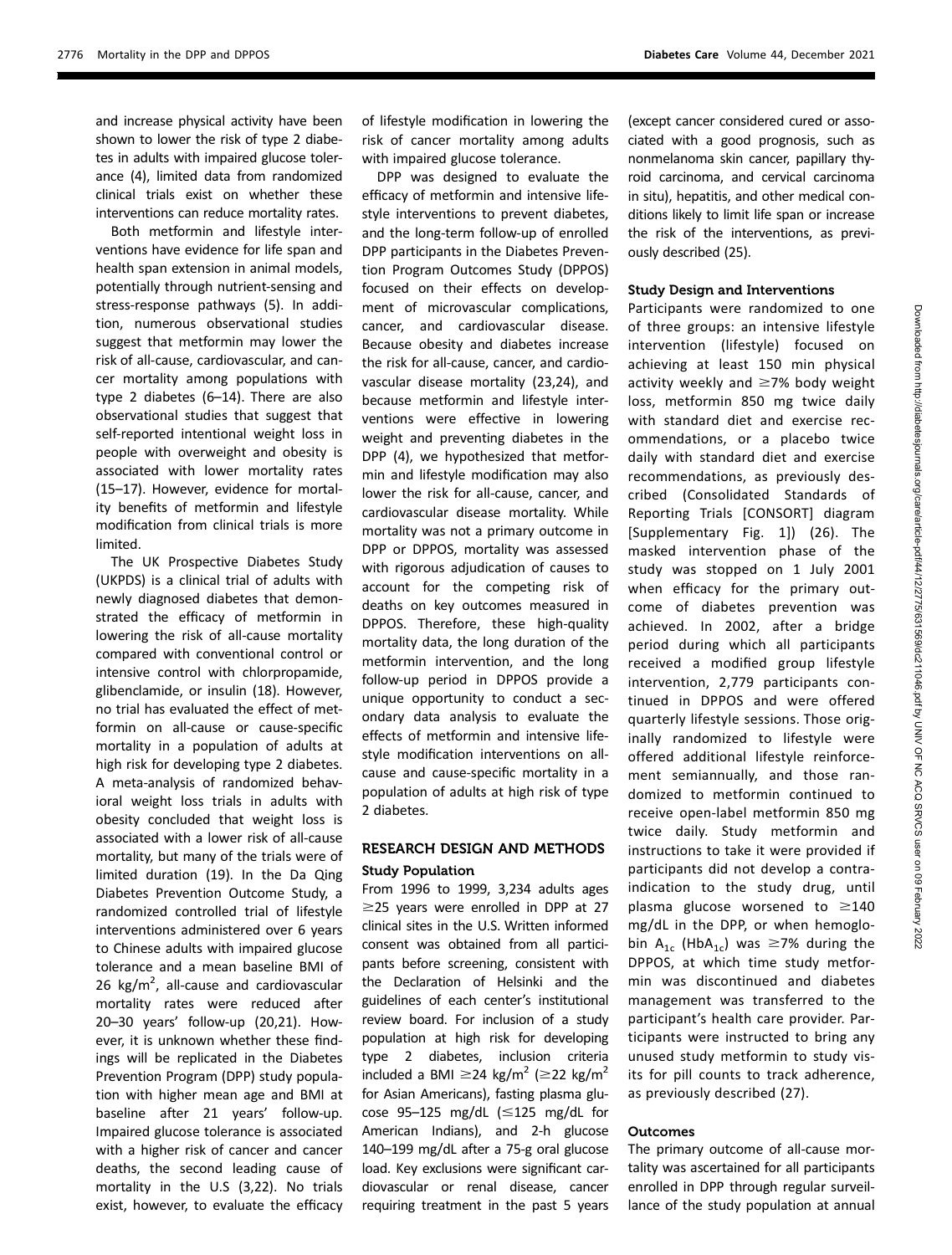and increase physical activity have been shown to lower the risk of type 2 diabetes in adults with impaired glucose tolerance (4), limited data from randomized clinical trials exist on whether these interventions can reduce mortality rates.

Both metformin and lifestyle interventions have evidence for life span and health span extension in animal models, potentially through nutrient-sensing and stress-response pathways (5). In addition, numerous observational studies suggest that metformin may lower the risk of all-cause, cardiovascular, and cancer mortality among populations with type 2 diabetes (6–14). There are also observational studies that suggest that self-reported intentional weight loss in people with overweight and obesity is associated with lower mortality rates (15–17). However, evidence for mortality benefits of metformin and lifestyle modification from clinical trials is more limited.

The UK Prospective Diabetes Study (UKPDS) is a clinical trial of adults with newly diagnosed diabetes that demonstrated the efficacy of metformin in lowering the risk of all-cause mortality compared with conventional control or intensive control with chlorpropamide, glibenclamide, or insulin (18). However, no trial has evaluated the effect of metformin on all-cause or cause-specific mortality in a population of adults at high risk for developing type 2 diabetes. A meta-analysis of randomized behavioral weight loss trials in adults with obesity concluded that weight loss is associated with a lower risk of all-cause mortality, but many of the trials were of limited duration (19). In the Da Qing Diabetes Prevention Outcome Study, a randomized controlled trial of lifestyle interventions administered over 6 years to Chinese adults with impaired glucose tolerance and a mean baseline BMI of 26 $kg/m^2$, all-cause and cardiovascular mortality rates were reduced after 20–30 years' follow-up (20,21). However, it is unknown whether these findings will be replicated in the Diabetes Prevention Program (DPP) study population with higher mean age and BMI at baseline after 21 years' follow-up. Impaired glucose tolerance is associated with a higher risk of cancer and cancer deaths, the second leading cause of mortality in the U.S (3,22). No trials exist, however, to evaluate the efficacy of lifestyle modification in lowering the risk of cancer mortality among adults with impaired glucose tolerance.

DPP was designed to evaluate the efficacy of metformin and intensive lifestyle interventions to prevent diabetes, and the long-term follow-up of enrolled DPP participants in the Diabetes Prevention Program Outcomes Study (DPPOS) focused on their effects on development of microvascular complications, cancer, and cardiovascular disease. Because obesity and diabetes increase the risk for all-cause, cancer, and cardiovascular disease mortality (23,24), and because metformin and lifestyle interventions were effective in lowering weight and preventing diabetes in the DPP (4), we hypothesized that metformin and lifestyle modification may also lower the risk for all-cause, cancer, and cardiovascular disease mortality. While mortality was not a primary outcome in DPP or DPPOS, mortality was assessed with rigorous adjudication of causes to account for the competing risk of deaths on key outcomes measured in DPPOS. Therefore, these high-quality mortality data, the long duration of the metformin intervention, and the long follow-up period in DPPOS provide a unique opportunity to conduct a secondary data analysis to evaluate the effects of metformin and intensive lifestyle modification interventions on all-cause and cause-specific mortality in a population of adults at high risk of type 2 diabetes.

## RESEARCH DESIGN AND METHODS

### Study Population

From 1996 to 1999, 3,234 adults ages ≥25 years were enrolled in DPP at 27 clinical sites in the U.S. Written informed consent was obtained from all participants before screening, consistent with the Declaration of Helsinki and the guidelines of each center's institutional review board. For inclusion of a study population at high risk for developing type 2 diabetes, inclusion criteria included a BMI ≥24 $kg/m^2$ (≥22 $kg/m^2$ for Asian Americans), fasting plasma glucose 95–125 mg/dL (≤125 mg/dL for American Indians), and 2-h glucose 140–199 mg/dL after a 75-g oral glucose load. Key exclusions were significant cardiovascular or renal disease, cancer requiring treatment in the past 5 years (except cancer considered cured or associated with a good prognosis, such as nonmelanoma skin cancer, papillary thyroid carcinoma, and cervical carcinoma in situ), hepatitis, and other medical conditions likely to limit life span or increase the risk of the interventions, as previously described (25).

### Study Design and Interventions

Participants were randomized to one of three groups: an intensive lifestyle intervention (lifestyle) focused on achieving at least 150 min physical activity weekly and ≥7% body weight loss, metformin 850 mg twice daily with standard diet and exercise recommendations, or a placebo twice daily with standard diet and exercise recommendations, as previously described (Consolidated Standards of Reporting Trials [CONSORT] diagram [Supplementary Fig. 1]) (26). The masked intervention phase of the study was stopped on 1 July 2001 when efficacy for the primary outcome of diabetes prevention was achieved. In 2002, after a bridge period during which all participants received a modified group lifestyle intervention, 2,779 participants continued in DPPOS and were offered quarterly lifestyle sessions. Those originally randomized to lifestyle were offered additional lifestyle reinforcement semiannually, and those randomized to metformin continued to receive open-label metformin 850 mg twice daily. Study metformin and instructions to take it were provided if participants did not develop a contraindication to the study drug, until plasma glucose worsened to ≥140 mg/dL in the DPP, or when hemoglobin $A_{1c}$ ($HbA_{1c}$) was ≥7% during the DPPOS, at which time study metformin was discontinued and diabetes management was transferred to the participant's health care provider. Participants were instructed to bring any unused study metformin to study visits for pill counts to track adherence, as previously described (27).

### Outcomes

The primary outcome of all-cause mortality was ascertained for all participants enrolled in DPP through regular surveillance of the study population at annual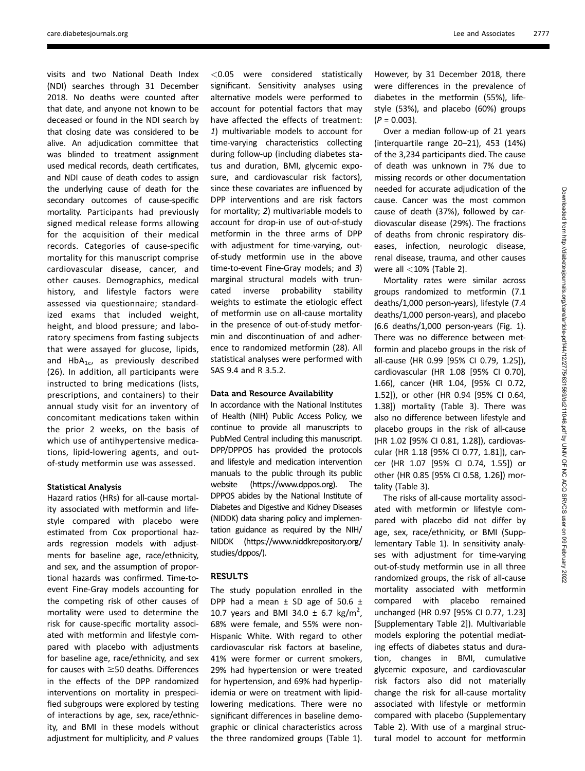visits and two National Death Index (NDI) searches through 31 December 2018. No deaths were counted after that date, and anyone not known to be deceased or found in the NDI search by that closing date was considered to be alive. An adjudication committee that was blinded to treatment assignment used medical records, death certificates, and NDI cause of death codes to assign the underlying cause of death for the secondary outcomes of cause-specific mortality. Participants had previously signed medical release forms allowing for the acquisition of their medical records. Categories of cause-specific mortality for this manuscript comprise cardiovascular disease, cancer, and other causes. Demographics, medical history, and lifestyle factors were assessed via questionnaire; standardized exams that included weight, height, and blood pressure; and laboratory specimens from fasting subjects that were assayed for glucose, lipids, and $HbA_{1c}$, as previously described (26). In addition, all participants were instructed to bring medications (lists, prescriptions, and containers) to their annual study visit for an inventory of concomitant medications taken within the prior 2 weeks, on the basis of which use of antihypertensive medications, lipid-lowering agents, and out-of-study metformin use was assessed.

### Statistical Analysis

Hazard ratios (HRs) for all-cause mortality associated with metformin and lifestyle compared with placebo were estimated from Cox proportional hazards regression models with adjustments for baseline age, race/ethnicity, and sex, and the assumption of proportional hazards was confirmed. Time-to-event Fine-Gray models accounting for the competing risk of other causes of mortality were used to determine the risk for cause-specific mortality associated with metformin and lifestyle compared with placebo with adjustments for baseline age, race/ethnicity, and sex for causes with ≥50 deaths. Differences in the effects of the DPP randomized interventions on mortality in prespecified subgroups were explored by testing of interactions by age, sex, race/ethnicity, and BMI in these models without adjustment for multiplicity, and $P$ values <0.05 were considered statistically significant. Sensitivity analyses using alternative models were performed to account for potential factors that may have affected the effects of treatment: *1*) multivariable models to account for time-varying characteristics collecting during follow-up (including diabetes status and duration, BMI, glycemic exposure, and cardiovascular risk factors), since these covariates are influenced by DPP interventions and are risk factors for mortality; *2*) multivariable models to account for drop-in use of out-of-study metformin in the three arms of DPP with adjustment for time-varying, out-of-study metformin use in the above time-to-event Fine-Gray models; and *3*) marginal structural models with truncated inverse probability stability weights to estimate the etiologic effect of metformin use on all-cause mortality in the presence of out-of-study metformin and discontinuation of and adherence to randomized metformin (28). All statistical analyses were performed with SAS 9.4 and R 3.5.2.

### Data and Resource Availability

In accordance with the National Institutes of Health (NIH) Public Access Policy, we continue to provide all manuscripts to PubMed Central including this manuscript. DPP/DPPOS has provided the protocols and lifestyle and medication intervention manuals to the public through its public website (https://www.dppos.org). The DPPOS abides by the National Institute of Diabetes and Digestive and Kidney Diseases (NIDDK) data sharing policy and implementation guidance as required by the NIH/NIDDK (https://www.niddkrepository.org/studies/dppos/).

## RESULTS

The study population enrolled in the DPP had a mean ± SD age of 50.6 ± 10.7 years and BMI 34.0 ± 6.7 kg/m$^2$, 68% were female, and 55% were non-Hispanic White. With regard to other cardiovascular risk factors at baseline, 41% were former or current smokers, 29% had hypertension or were treated for hypertension, and 69% had hyperlipidemia or were on treatment with lipid-lowering medications. There were no significant differences in baseline demographic or clinical characteristics across the three randomized groups (Table 1). However, by 31 December 2018, there were differences in the prevalence of diabetes in the metformin (55%), lifestyle (53%), and placebo (60%) groups ($P$ = 0.003).

Over a median follow-up of 21 years (interquartile range 20–21), 453 (14%) of the 3,234 participants died. The cause of death was unknown in 7% due to missing records or other documentation needed for accurate adjudication of the cause. Cancer was the most common cause of death (37%), followed by cardiovascular disease (29%). The fractions of deaths from chronic respiratory diseases, infection, neurologic disease, renal disease, trauma, and other causes were all <10% (Table 2).

Mortality rates were similar across groups randomized to metformin (7.1 deaths/1,000 person-years), lifestyle (7.4 deaths/1,000 person-years), and placebo (6.6 deaths/1,000 person-years (Fig. 1). There was no difference between metformin and placebo groups in the risk of all-cause (HR 0.99 [95% CI 0.79, 1.25]), cardiovascular (HR 1.08 [95% CI 0.70], 1.66), cancer (HR 1.04, [95% CI 0.72, 1.52]), or other (HR 0.94 [95% CI 0.64, 1.38]) mortality (Table 3). There was also no difference between lifestyle and placebo groups in the risk of all-cause (HR 1.02 [95% CI 0.81, 1.28]), cardiovascular (HR 1.18 [95% CI 0.77, 1.81]), cancer (HR 1.07 [95% CI 0.74, 1.55]) or other (HR 0.85 [95% CI 0.58, 1.26]) mortality (Table 3).

The risks of all-cause mortality associated with metformin or lifestyle compared with placebo did not differ by age, sex, race/ethnicity, or BMI (Supplementary Table 1). In sensitivity analyses with adjustment for time-varying out-of-study metformin use in all three randomized groups, the risk of all-cause mortality associated with metformin compared with placebo remained unchanged (HR 0.97 [95% CI 0.77, 1.23] [Supplementary Table 2]). Multivariable models exploring the potential mediating effects of diabetes status and duration, changes in BMI, cumulative glycemic exposure, and cardiovascular risk factors also did not materially change the risk for all-cause mortality associated with lifestyle or metformin compared with placebo (Supplementary Table 2). With use of a marginal structural model to account for metformin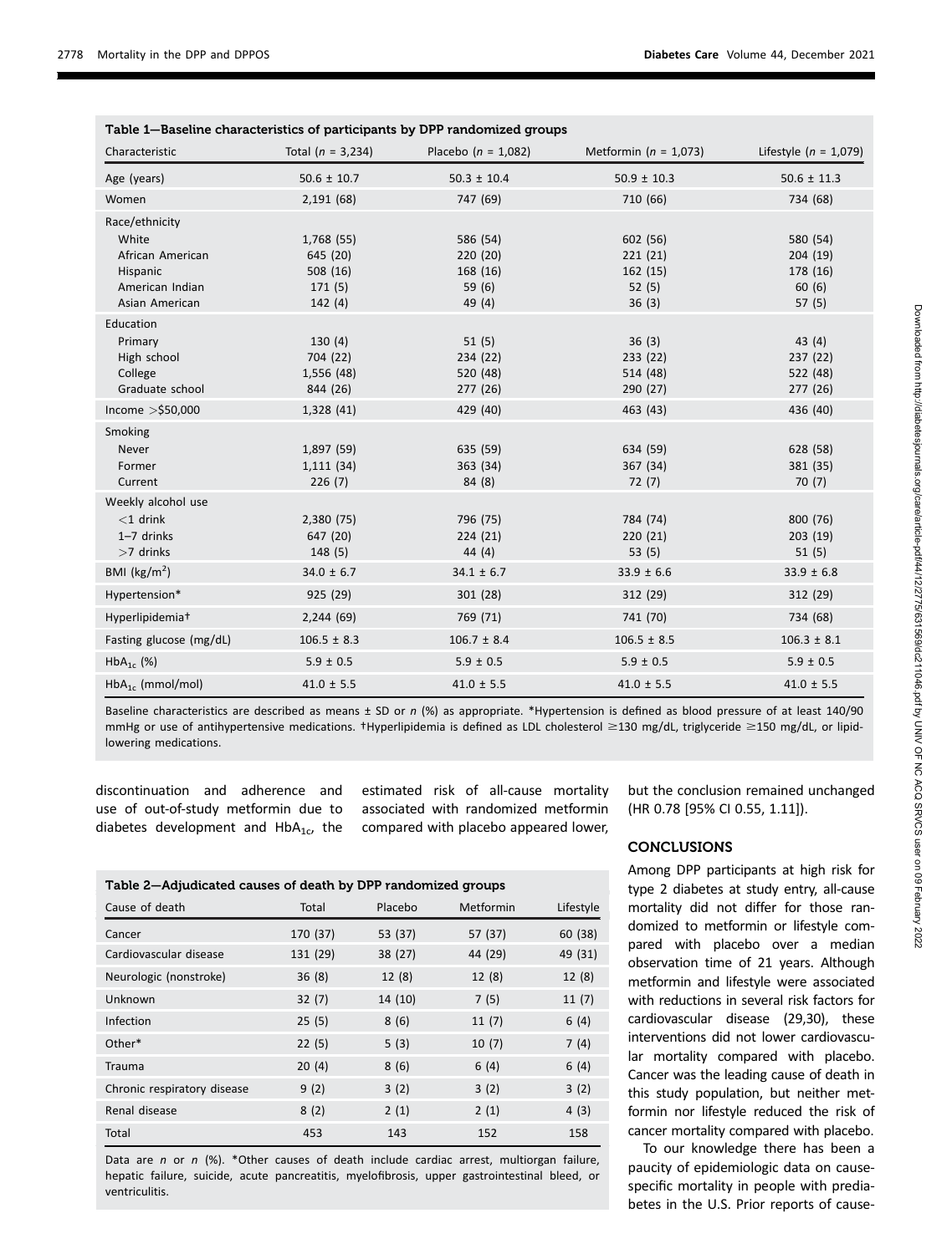**Table 1—Baseline characteristics of participants by DPP randomized groups**

| Characteristic | Total (*n* = 3,234) | Placebo (*n* = 1,082) | Metformin (*n* = 1,073) | Lifestyle (*n* = 1,079) |
|---|---|---|---|---|
| Age (years) | 50.6 ± 10.7 | 50.3 ± 10.4 | 50.9 ± 10.3 | 50.6 ± 11.3 |
| Women | 2,191 (68) | 747 (69) | 710 (66) | 734 (68) |
| Race/ethnicity | | | | |
| White | 1,768 (55) | 586 (54) | 602 (56) | 580 (54) |
| African American | 645 (20) | 220 (20) | 221 (21) | 204 (19) |
| Hispanic | 508 (16) | 168 (16) | 162 (15) | 178 (16) |
| American Indian | 171 (5) | 59 (6) | 52 (5) | 60 (6) |
| Asian American | 142 (4) | 49 (4) | 36 (3) | 57 (5) |
| Education | | | | |
| Primary | 130 (4) | 51 (5) | 36 (3) | 43 (4) |
| High school | 704 (22) | 234 (22) | 233 (22) | 237 (22) |
| College | 1,556 (48) | 520 (48) | 514 (48) | 522 (48) |
| Graduate school | 844 (26) | 277 (26) | 290 (27) | 277 (26) |
| Income >$50,000 | 1,328 (41) | 429 (40) | 463 (43) | 436 (40) |
| Smoking | | | | |
| Never | 1,897 (59) | 635 (59) | 634 (59) | 628 (58) |
| Former | 1,111 (34) | 363 (34) | 367 (34) | 381 (35) |
| Current | 226 (7) | 84 (8) | 72 (7) | 70 (7) |
| Weekly alcohol use | | | | |
| <1 drink | 2,380 (75) | 796 (75) | 784 (74) | 800 (76) |
| 1–7 drinks | 647 (20) | 224 (21) | 220 (21) | 203 (19) |
| >7 drinks | 148 (5) | 44 (4) | 53 (5) | 51 (5) |
| BMI (kg/m$^2$) | 34.0 ± 6.7 | 34.1 ± 6.7 | 33.9 ± 6.6 | 33.9 ± 6.8 |
| Hypertension* | 925 (29) | 301 (28) | 312 (29) | 312 (29) |
| Hyperlipidemia† | 2,244 (69) | 769 (71) | 741 (70) | 734 (68) |
| Fasting glucose (mg/dL) | 106.5 ± 8.3 | 106.7 ± 8.4 | 106.5 ± 8.5 | 106.3 ± 8.1 |
| $HbA_{1c}$ (%) | 5.9 ± 0.5 | 5.9 ± 0.5 | 5.9 ± 0.5 | 5.9 ± 0.5 |
| $HbA_{1c}$ (mmol/mol) | 41.0 ± 5.5 | 41.0 ± 5.5 | 41.0 ± 5.5 | 41.0 ± 5.5 |

Baseline characteristics are described as means ± SD or *n* (%) as appropriate. *Hypertension is defined as blood pressure of at least 140/90 mmHg or use of antihypertensive medications. †Hyperlipidemia is defined as LDL cholesterol ≥130 mg/dL, triglyceride ≥150 mg/dL, or lipid-lowering medications.

discontinuation and adherence and use of out-of-study metformin due to diabetes development and $HbA_{1c}$, the estimated risk of all-cause mortality associated with randomized metformin compared with placebo appeared lower, but the conclusion remained unchanged (HR 0.78 [95% CI 0.55, 1.11]).

**Table 2—Adjudicated causes of death by DPP randomized groups**

| Cause of death | Total | Placebo | Metformin | Lifestyle |
|---|---|---|---|---|
| Cancer | 170 (37) | 53 (37) | 57 (37) | 60 (38) |
| Cardiovascular disease | 131 (29) | 38 (27) | 44 (29) | 49 (31) |
| Neurologic (nonstroke) | 36 (8) | 12 (8) | 12 (8) | 12 (8) |
| Unknown | 32 (7) | 14 (10) | 7 (5) | 11 (7) |
| Infection | 25 (5) | 8 (6) | 11 (7) | 6 (4) |
| Other* | 22 (5) | 5 (3) | 10 (7) | 7 (4) |
| Trauma | 20 (4) | 8 (6) | 6 (4) | 6 (4) |
| Chronic respiratory disease | 9 (2) | 3 (2) | 3 (2) | 3 (2) |
| Renal disease | 8 (2) | 2 (1) | 2 (1) | 4 (3) |
| Total | 453 | 143 | 152 | 158 |

Data are *n* or *n* (%). *Other causes of death include cardiac arrest, multiorgan failure, hepatic failure, suicide, acute pancreatitis, myelofibrosis, upper gastrointestinal bleed, or ventriculitis.

## CONCLUSIONS

Among DPP participants at high risk for type 2 diabetes at study entry, all-cause mortality did not differ for those randomized to metformin or lifestyle compared with placebo over a median observation time of 21 years. Although metformin and lifestyle were associated with reductions in several risk factors for cardiovascular disease (29,30), these interventions did not lower cardiovascular mortality compared with placebo. Cancer was the leading cause of death in this study population, but neither metformin nor lifestyle reduced the risk of cancer mortality compared with placebo.

To our knowledge there has been a paucity of epidemiologic data on cause-specific mortality in people with prediabetes in the U.S. Prior reports of cause-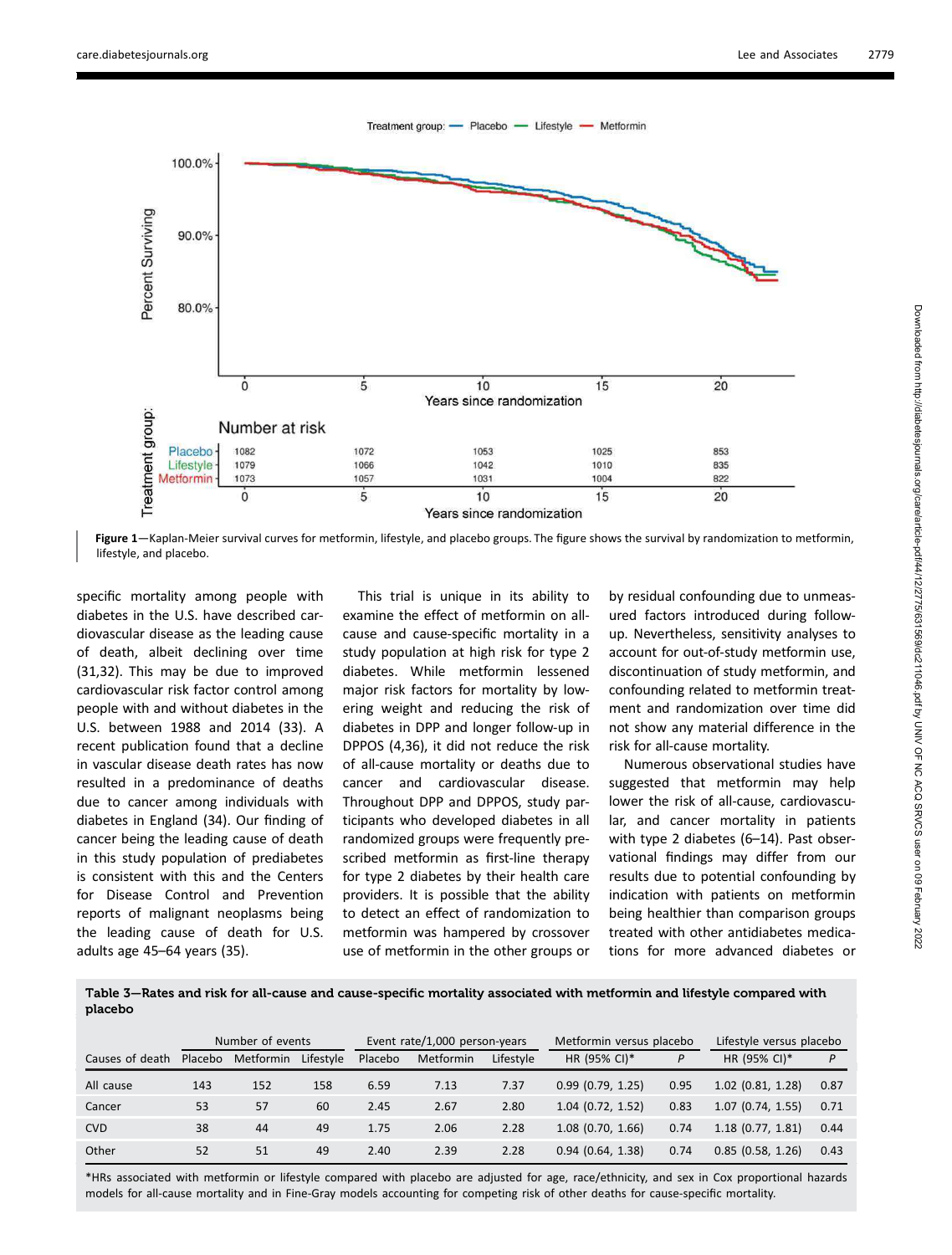Figure 1—Kaplan-Meier survival curves for metformin, lifestyle, and placebo groups. The figure shows the survival by randomization to metformin, lifestyle, and placebo.

specific mortality among people with diabetes in the U.S. have described cardiovascular disease as the leading cause of death, albeit declining over time (31,32). This may be due to improved cardiovascular risk factor control among people with and without diabetes in the U.S. between 1988 and 2014 (33). A recent publication found that a decline in vascular disease death rates has now resulted in a predominance of deaths due to cancer among individuals with diabetes in England (34). Our finding of cancer being the leading cause of death in this study population of prediabetes is consistent with this and the Centers for Disease Control and Prevention reports of malignant neoplasms being the leading cause of death for U.S. adults age 45–64 years (35).

This trial is unique in its ability to examine the effect of metformin on all-cause and cause-specific mortality in a study population at high risk for type 2 diabetes. While metformin lessened major risk factors for mortality by lowering weight and reducing the risk of diabetes in DPP and longer follow-up in DPPOS (4,36), it did not reduce the risk of all-cause mortality or deaths due to cancer and cardiovascular disease. Throughout DPP and DPPOS, study participants who developed diabetes in all randomized groups were frequently prescribed metformin as first-line therapy for type 2 diabetes by their health care providers. It is possible that the ability to detect an effect of randomization to metformin was hampered by crossover use of metformin in the other groups or by residual confounding due to unmeasured factors introduced during follow-up. Nevertheless, sensitivity analyses to account for out-of-study metformin use, discontinuation of study metformin, and confounding related to metformin treatment and randomization over time did not show any material difference in the risk for all-cause mortality.

Numerous observational studies have suggested that metformin may help lower the risk of all-cause, cardiovascular, and cancer mortality in patients with type 2 diabetes (6–14). Past observational findings may differ from our results due to potential confounding by indication with patients on metformin being healthier than comparison groups treated with other antidiabetes medications for more advanced diabetes or

**Table 3—Rates and risk for all-cause and cause-specific mortality associated with metformin and lifestyle compared with placebo**

| | Number of events | | | Event rate/1,000 person-years | | | Metformin versus placebo | | Lifestyle versus placebo | |
|---|---|---|---|---|---|---|---|---|---|---|
| Causes of death | Placebo | Metformin | Lifestyle | Placebo | Metformin | Lifestyle | HR (95% CI)* | *P* | HR (95% CI)* | *P* |
| All cause | 143 | 152 | 158 | 6.59 | 7.13 | 7.37 | 0.99 (0.79, 1.25) | 0.95 | 1.02 (0.81, 1.28) | 0.87 |
| Cancer | 53 | 57 | 60 | 2.45 | 2.67 | 2.80 | 1.04 (0.72, 1.52) | 0.83 | 1.07 (0.74, 1.55) | 0.71 |
| CVD | 38 | 44 | 49 | 1.75 | 2.06 | 2.28 | 1.08 (0.70, 1.66) | 0.74 | 1.18 (0.77, 1.81) | 0.44 |
| Other | 52 | 51 | 49 | 2.40 | 2.39 | 2.28 | 0.94 (0.64, 1.38) | 0.74 | 0.85 (0.58, 1.26) | 0.43 |

*HRs associated with metformin or lifestyle compared with placebo are adjusted for age, race/ethnicity, and sex in Cox proportional hazards models for all-cause mortality and in Fine-Gray models accounting for competing risk of other deaths for cause-specific mortality.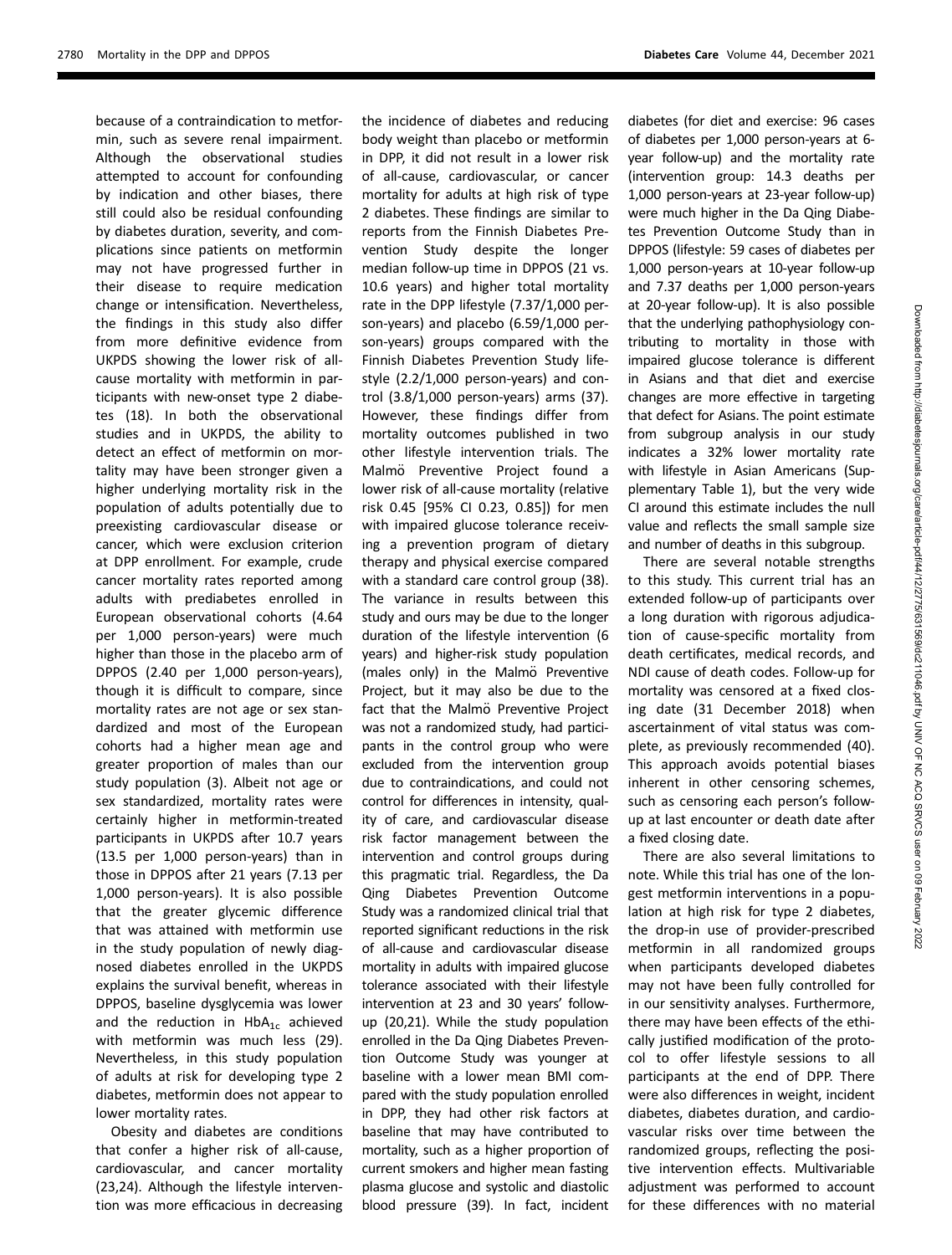because of a contraindication to metformin, such as severe renal impairment. Although the observational studies attempted to account for confounding by indication and other biases, there still could also be residual confounding by diabetes duration, severity, and complications since patients on metformin may not have progressed further in their disease to require medication change or intensification. Nevertheless, the findings in this study also differ from more definitive evidence from UKPDS showing the lower risk of all-cause mortality with metformin in participants with new-onset type 2 diabetes (18). In both the observational studies and in UKPDS, the ability to detect an effect of metformin on mortality may have been stronger given a higher underlying mortality risk in the population of adults potentially due to preexisting cardiovascular disease or cancer, which were exclusion criterion at DPP enrollment. For example, crude cancer mortality rates reported among adults with prediabetes enrolled in European observational cohorts (4.64 per 1,000 person-years) were much higher than those in the placebo arm of DPPOS (2.40 per 1,000 person-years), though it is difficult to compare, since mortality rates are not age or sex standardized and most of the European cohorts had a higher mean age and greater proportion of males than our study population (3). Albeit not age or sex standardized, mortality rates were certainly higher in metformin-treated participants in UKPDS after 10.7 years (13.5 per 1,000 person-years) than in those in DPPOS after 21 years (7.13 per 1,000 person-years). It is also possible that the greater glycemic difference that was attained with metformin use in the study population of newly diagnosed diabetes enrolled in the UKPDS explains the survival benefit, whereas in DPPOS, baseline dysglycemia was lower and the reduction in $HbA_{1c}$ achieved with metformin was much less (29). Nevertheless, in this study population of adults at risk for developing type 2 diabetes, metformin does not appear to lower mortality rates.

Obesity and diabetes are conditions that confer a higher risk of all-cause, cardiovascular, and cancer mortality (23,24). Although the lifestyle intervention was more efficacious in decreasing the incidence of diabetes and reducing body weight than placebo or metformin in DPP, it did not result in a lower risk of all-cause, cardiovascular, or cancer mortality for adults at high risk of type 2 diabetes. These findings are similar to reports from the Finnish Diabetes Prevention Study despite the longer median follow-up time in DPPOS (21 vs. 10.6 years) and higher total mortality rate in the DPP lifestyle (7.37/1,000 person-years) and placebo (6.59/1,000 person-years) groups compared with the Finnish Diabetes Prevention Study lifestyle (2.2/1,000 person-years) and control (3.8/1,000 person-years) arms (37). However, these findings differ from mortality outcomes published in two other lifestyle intervention trials. The Malmö Preventive Project found a lower risk of all-cause mortality (relative risk 0.45 [95% CI 0.23, 0.85]) for men with impaired glucose tolerance receiving a prevention program of dietary therapy and physical exercise compared with a standard care control group (38). The variance in results between this study and ours may be due to the longer duration of the lifestyle intervention (6 years) and higher-risk study population (males only) in the Malmö Preventive Project, but it may also be due to the fact that the Malmö Preventive Project was not a randomized study, had participants in the control group who were excluded from the intervention group due to contraindications, and could not control for differences in intensity, quality of care, and cardiovascular disease risk factor management between the intervention and control groups during this pragmatic trial. Regardless, the Da Qing Diabetes Prevention Outcome Study was a randomized clinical trial that reported significant reductions in the risk of all-cause and cardiovascular disease mortality in adults with impaired glucose tolerance associated with their lifestyle intervention at 23 and 30 years' follow-up (20,21). While the study population enrolled in the Da Qing Diabetes Prevention Outcome Study was younger at baseline with a lower mean BMI compared with the study population enrolled in DPP, they had other risk factors at baseline that may have contributed to mortality, such as a higher proportion of current smokers and higher mean fasting plasma glucose and systolic and diastolic blood pressure (39). In fact, incident diabetes (for diet and exercise: 96 cases of diabetes per 1,000 person-years at 6-year follow-up) and the mortality rate (intervention group: 14.3 deaths per 1,000 person-years at 23-year follow-up) were much higher in the Da Qing Diabetes Prevention Outcome Study than in DPPOS (lifestyle: 59 cases of diabetes per 1,000 person-years at 10-year follow-up and 7.37 deaths per 1,000 person-years at 20-year follow-up). It is also possible that the underlying pathophysiology contributing to mortality in those with impaired glucose tolerance is different in Asians and that diet and exercise changes are more effective in targeting that defect for Asians. The point estimate from subgroup analysis in our study indicates a 32% lower mortality rate with lifestyle in Asian Americans (Supplementary Table 1), but the very wide CI around this estimate includes the null value and reflects the small sample size and number of deaths in this subgroup.

There are several notable strengths to this study. This current trial has an extended follow-up of participants over a long duration with rigorous adjudication of cause-specific mortality from death certificates, medical records, and NDI cause of death codes. Follow-up for mortality was censored at a fixed closing date (31 December 2018) when ascertainment of vital status was complete, as previously recommended (40). This approach avoids potential biases inherent in other censoring schemes, such as censoring each person's follow-up at last encounter or death date after a fixed closing date.

There are also several limitations to note. While this trial has one of the longest metformin interventions in a population at high risk for type 2 diabetes, the drop-in use of provider-prescribed metformin in all randomized groups when participants developed diabetes may not have been fully controlled for in our sensitivity analyses. Furthermore, there may have been effects of the ethically justified modification of the protocol to offer lifestyle sessions to all participants at the end of DPP. There were also differences in weight, incident diabetes, diabetes duration, and cardiovascular risks over time between the randomized groups, reflecting the positive intervention effects. Multivariable adjustment was performed to account for these differences with no material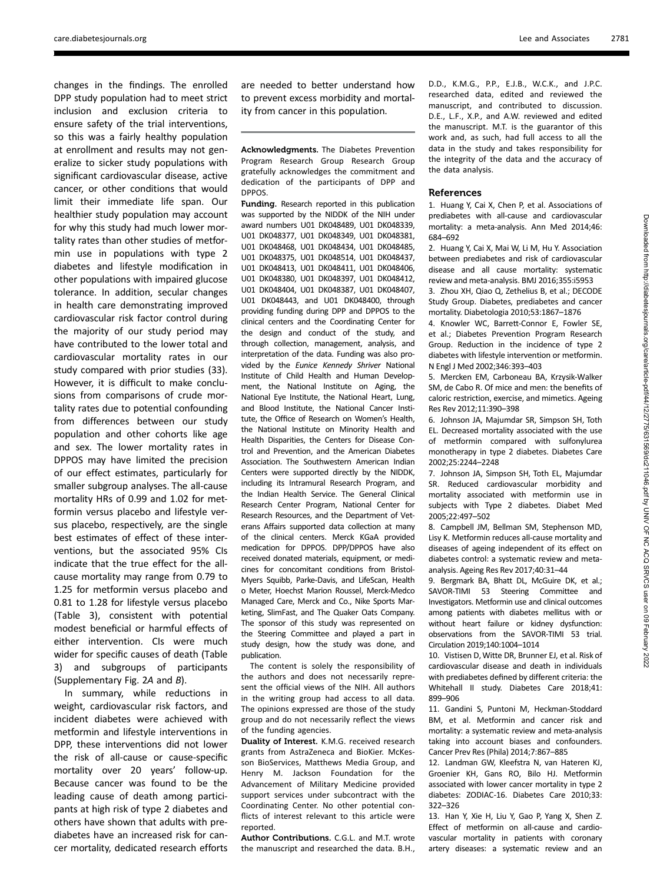changes in the findings. The enrolled DPP study population had to meet strict inclusion and exclusion criteria to ensure safety of the trial interventions, so this was a fairly healthy population at enrollment and results may not generalize to sicker study populations with significant cardiovascular disease, active cancer, or other conditions that would limit their immediate life span. Our healthier study population may account for why this study had much lower mortality rates than other studies of metformin use in populations with type 2 diabetes and lifestyle modification in other populations with impaired glucose tolerance. In addition, secular changes in health care demonstrating improved cardiovascular risk factor control during the majority of our study period may have contributed to the lower total and cardiovascular mortality rates in our study compared with prior studies (33). However, it is difficult to make conclusions from comparisons of crude mortality rates due to potential confounding from differences between our study population and other cohorts like age and sex. The lower mortality rates in DPPOS may have limited the precision of our effect estimates, particularly for smaller subgroup analyses. The all-cause mortality HRs of 0.99 and 1.02 for metformin versus placebo and lifestyle versus placebo, respectively, are the single best estimates of effect of these interventions, but the associated 95% CIs indicate that the true effect for the all-cause mortality may range from 0.79 to 1.25 for metformin versus placebo and 0.81 to 1.28 for lifestyle versus placebo (Table 3), consistent with potential modest beneficial or harmful effects of either intervention. CIs were much wider for specific causes of death (Table 3) and subgroups of participants (Supplementary Fig. 2*A* and *B*).

In summary, while reductions in weight, cardiovascular risk factors, and incident diabetes were achieved with metformin and lifestyle interventions in DPP, these interventions did not lower the risk of all-cause or cause-specific mortality over 20 years' follow-up. Because cancer was found to be the leading cause of death among participants at high risk of type 2 diabetes and others have shown that adults with prediabetes have an increased risk for cancer mortality, dedicated research efforts are needed to better understand how to prevent excess morbidity and mortality from cancer in this population.

**Acknowledgments.** The Diabetes Prevention Program Research Group Research Group gratefully acknowledges the commitment and dedication of the participants of DPP and DPPOS.

**Funding.** Research reported in this publication was supported by the NIDDK of the NIH under award numbers U01 DK048489, U01 DK048339, U01 DK048377, U01 DK048349, U01 DK048381, U01 DK048468, U01 DK048434, U01 DK048485, U01 DK048375, U01 DK048514, U01 DK048437, U01 DK048413, U01 DK048411, U01 DK048406, U01 DK048380, U01 DK048397, U01 DK048412, U01 DK048404, U01 DK048387, U01 DK048407, U01 DK048443, and U01 DK048400, through providing funding during DPP and DPPOS to the clinical centers and the Coordinating Center for the design and conduct of the study, and through collection, management, analysis, and interpretation of the data. Funding was also provided by the *Eunice Kennedy Shriver* National Institute of Child Health and Human Development, the National Institute on Aging, the National Eye Institute, the National Heart, Lung, and Blood Institute, the National Cancer Institute, the Office of Research on Women's Health, the National Institute on Minority Health and Health Disparities, the Centers for Disease Control and Prevention, and the American Diabetes Association. The Southwestern American Indian Centers were supported directly by the NIDDK, including its Intramural Research Program, and the Indian Health Service. The General Clinical Research Center Program, National Center for Research Resources, and the Department of Veterans Affairs supported data collection at many of the clinical centers. Merck KGaA provided medication for DPPOS. DPP/DPPOS have also received donated materials, equipment, or medicines for concomitant conditions from Bristol-Myers Squibb, Parke-Davis, and LifeScan, Health o Meter, Hoechst Marion Roussel, Merck-Medco Managed Care, Merck and Co., Nike Sports Marketing, SlimFast, and The Quaker Oats Company. The sponsor of this study was represented on the Steering Committee and played a part in study design, how the study was done, and publication.

The content is solely the responsibility of the authors and does not necessarily represent the official views of the NIH. All authors in the writing group had access to all data. The opinions expressed are those of the study group and do not necessarily reflect the views of the funding agencies.

**Duality of Interest.** K.M.G. received research grants from AstraZeneca and BioKier. McKesson BioServices, Matthews Media Group, and Henry M. Jackson Foundation for the Advancement of Military Medicine provided support services under subcontract with the Coordinating Center. No other potential conflicts of interest relevant to this article were reported.

**Author Contributions.** C.G.L. and M.T. wrote the manuscript and researched the data. B.H., D.D., K.M.G., P.P., E.J.B., W.C.K., and J.P.C. researched data, edited and reviewed the manuscript, and contributed to discussion. D.E., L.F., X.P., and A.W. reviewed and edited the manuscript. M.T. is the guarantor of this work and, as such, had full access to all the data in the study and takes responsibility for the integrity of the data and the accuracy of the data analysis.

## References

1. Huang Y, Cai X, Chen P, et al. Associations of prediabetes with all-cause and cardiovascular mortality: a meta-analysis. Ann Med 2014;46:684–692
2. Huang Y, Cai X, Mai W, Li M, Hu Y. Association between prediabetes and risk of cardiovascular disease and all cause mortality: systematic review and meta-analysis. BMJ 2016;355:i5953
3. Zhou XH, Qiao Q, Zethelius B, et al.; DECODE Study Group. Diabetes, prediabetes and cancer mortality. Diabetologia 2010;53:1867–1876
4. Knowler WC, Barrett-Connor E, Fowler SE, et al.; Diabetes Prevention Program Research Group. Reduction in the incidence of type 2 diabetes with lifestyle intervention or metformin. N Engl J Med 2002;346:393–403
5. Mercken EM, Carboneau BA, Krzysik-Walker SM, de Cabo R. Of mice and men: the benefits of caloric restriction, exercise, and mimetics. Ageing Res Rev 2012;11:390–398
6. Johnson JA, Majumdar SR, Simpson SH, Toth EL. Decreased mortality associated with the use of metformin compared with sulfonylurea monotherapy in type 2 diabetes. Diabetes Care 2002;25:2244–2248
7. Johnson JA, Simpson SH, Toth EL, Majumdar SR. Reduced cardiovascular morbidity and mortality associated with metformin use in subjects with Type 2 diabetes. Diabet Med 2005;22:497–502
8. Campbell JM, Bellman SM, Stephenson MD, Lisy K. Metformin reduces all-cause mortality and diseases of ageing independent of its effect on diabetes control: a systematic review and meta-analysis. Ageing Res Rev 2017;40:31–44
9. Bergmark BA, Bhatt DL, McGuire DK, et al.; SAVOR-TIMI 53 Steering Committee and Investigators. Metformin use and clinical outcomes among patients with diabetes mellitus with or without heart failure or kidney dysfunction: observations from the SAVOR-TIMI 53 trial. Circulation 2019;140:1004–1014
10. Vistisen D, Witte DR, Brunner EJ, et al. Risk of cardiovascular disease and death in individuals with prediabetes defined by different criteria: the Whitehall II study. Diabetes Care 2018;41:899–906
11. Gandini S, Puntoni M, Heckman-Stoddard BM, et al. Metformin and cancer risk and mortality: a systematic review and meta-analysis taking into account biases and confounders. Cancer Prev Res (Phila) 2014;7:867–885
12. Landman GW, Kleefstra N, van Hateren KJ, Groenier KH, Gans RO, Bilo HJ. Metformin associated with lower cancer mortality in type 2 diabetes: ZODIAC-16. Diabetes Care 2010;33:322–326
13. Han Y, Xie H, Liu Y, Gao P, Yang X, Shen Z. Effect of metformin on all-cause and cardiovascular mortality in patients with coronary artery diseases: a systematic review and an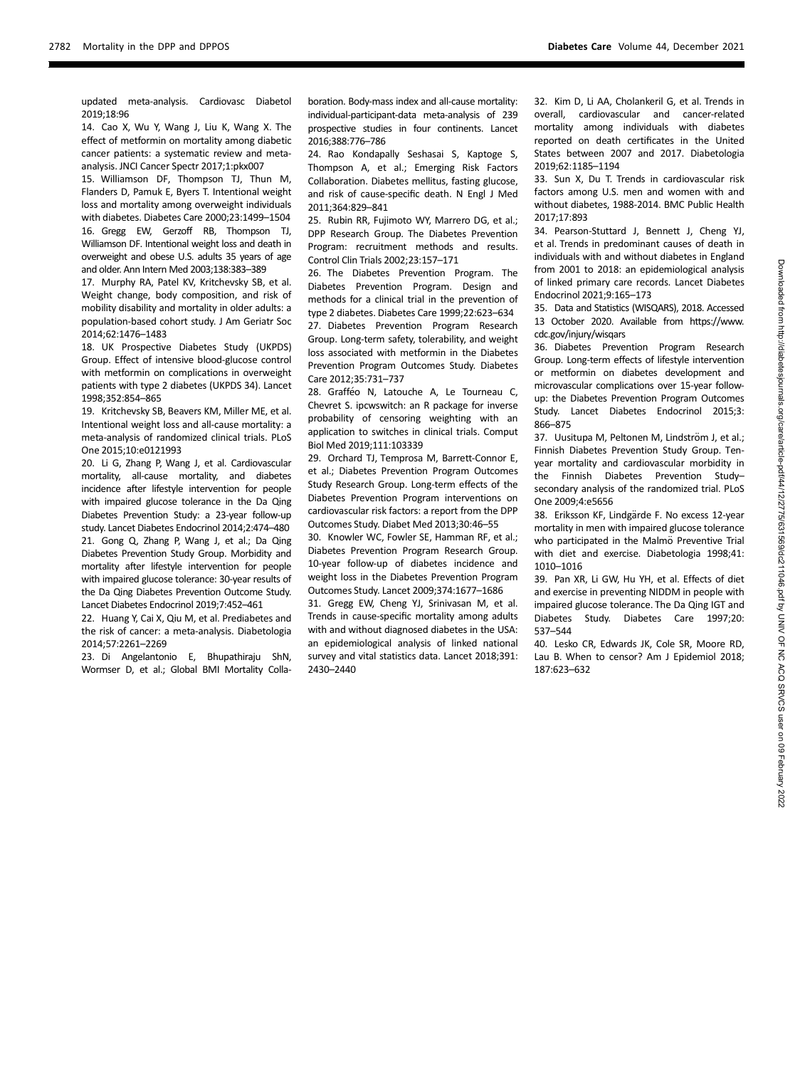updated meta-analysis. Cardiovasc Diabetol 2019;18:96

14. Cao X, Wu Y, Wang J, Liu K, Wang X. The effect of metformin on mortality among diabetic cancer patients: a systematic review and meta-analysis. JNCI Cancer Spectr 2017;1:pkx007

15. Williamson DF, Thompson TJ, Thun M, Flanders D, Pamuk E, Byers T. Intentional weight loss and mortality among overweight individuals with diabetes. Diabetes Care 2000;23:1499–1504

16. Gregg EW, Gerzoff RB, Thompson TJ, Williamson DF. Intentional weight loss and death in overweight and obese U.S. adults 35 years of age and older. Ann Intern Med 2003;138:383–389

17. Murphy RA, Patel KV, Kritchevsky SB, et al. Weight change, body composition, and risk of mobility disability and mortality in older adults: a population-based cohort study. J Am Geriatr Soc 2014;62:1476–1483

18. UK Prospective Diabetes Study (UKPDS) Group. Effect of intensive blood-glucose control with metformin on complications in overweight patients with type 2 diabetes (UKPDS 34). Lancet 1998;352:854–865

19. Kritchevsky SB, Beavers KM, Miller ME, et al. Intentional weight loss and all-cause mortality: a meta-analysis of randomized clinical trials. PLoS One 2015;10:e0121993

20. Li G, Zhang P, Wang J, et al. Cardiovascular mortality, all-cause mortality, and diabetes incidence after lifestyle intervention for people with impaired glucose tolerance in the Da Qing Diabetes Prevention Study: a 23-year follow-up study. Lancet Diabetes Endocrinol 2014;2:474–480

21. Gong Q, Zhang P, Wang J, et al.; Da Qing Diabetes Prevention Study Group. Morbidity and mortality after lifestyle intervention for people with impaired glucose tolerance: 30-year results of the Da Qing Diabetes Prevention Outcome Study. Lancet Diabetes Endocrinol 2019;7:452–461

22. Huang Y, Cai X, Qiu M, et al. Prediabetes and the risk of cancer: a meta-analysis. Diabetologia 2014;57:2261–2269

23. Di Angelantonio E, Bhupathiraju ShN, Wormser D, et al.; Global BMI Mortality Collaboration. Body-mass index and all-cause mortality: individual-participant-data meta-analysis of 239 prospective studies in four continents. Lancet 2016;388:776–786

24. Rao Kondapally Seshasai S, Kaptoge S, Thompson A, et al.; Emerging Risk Factors Collaboration. Diabetes mellitus, fasting glucose, and risk of cause-specific death. N Engl J Med 2011;364:829–841

25. Rubin RR, Fujimoto WY, Marrero DG, et al.; DPP Research Group. The Diabetes Prevention Program: recruitment methods and results. Control Clin Trials 2002;23:157–171

26. The Diabetes Prevention Program. The Diabetes Prevention Program. Design and methods for a clinical trial in the prevention of type 2 diabetes. Diabetes Care 1999;22:623–634

27. Diabetes Prevention Program Research Group. Long-term safety, tolerability, and weight loss associated with metformin in the Diabetes Prevention Program Outcomes Study. Diabetes Care 2012;35:731–737

28. Graffé​o N, Latouche A, Le Tourneau C, Chevret S. ipcwswitch: an R package for inverse probability of censoring weighting with an application to switches in clinical trials. Comput Biol Med 2019;111:103339

29. Orchard TJ, Temprosa M, Barrett-Connor E, et al.; Diabetes Prevention Program Outcomes Study Research Group. Long-term effects of the Diabetes Prevention Program interventions on cardiovascular risk factors: a report from the DPP Outcomes Study. Diabet Med 2013;30:46–55

30. Knowler WC, Fowler SE, Hamman RF, et al.; Diabetes Prevention Program Research Group. 10-year follow-up of diabetes incidence and weight loss in the Diabetes Prevention Program Outcomes Study. Lancet 2009;374:1677–1686

31. Gregg EW, Cheng YJ, Srinivasan M, et al. Trends in cause-specific mortality among adults with and without diagnosed diabetes in the USA: an epidemiological analysis of linked national survey and vital statistics data. Lancet 2018;391:2430–2440

32. Kim D, Li AA, Cholankeril G, et al. Trends in overall, cardiovascular and cancer-related mortality among individuals with diabetes reported on death certificates in the United States between 2007 and 2017. Diabetologia 2019;62:1185–1194

33. Sun X, Du T. Trends in cardiovascular risk factors among U.S. men and women with and without diabetes, 1988-2014. BMC Public Health 2017;17:893

34. Pearson-Stuttard J, Bennett J, Cheng YJ, et al. Trends in predominant causes of death in individuals with and without diabetes in England from 2001 to 2018: an epidemiological analysis of linked primary care records. Lancet Diabetes Endocrinol 2021;9:165–173

35. Data and Statistics (WISQARS), 2018. Accessed 13 October 2020. Available from https://www.cdc.gov/injury/wisqars

36. Diabetes Prevention Program Research Group. Long-term effects of lifestyle intervention or metformin on diabetes development and microvascular complications over 15-year follow-up: the Diabetes Prevention Program Outcomes Study. Lancet Diabetes Endocrinol 2015;3:866–875

37. Uusitupa M, Peltonen M, Lindström J, et al.; Finnish Diabetes Prevention Study Group. Ten-year mortality and cardiovascular morbidity in the Finnish Diabetes Prevention Study–secondary analysis of the randomized trial. PLoS One 2009;4:e5656

38. Eriksson KF, Lindgärde F. No excess 12-year mortality in men with impaired glucose tolerance who participated in the Malmö Preventive Trial with diet and exercise. Diabetologia 1998;41:1010–1016

39. Pan XR, Li GW, Hu YH, et al. Effects of diet and exercise in preventing NIDDM in people with impaired glucose tolerance. The Da Qing IGT and Diabetes Study. Diabetes Care 1997;20:537–544

40. Lesko CR, Edwards JK, Cole SR, Moore RD, Lau B. When to censor? Am J Epidemiol 2018;187:623–632